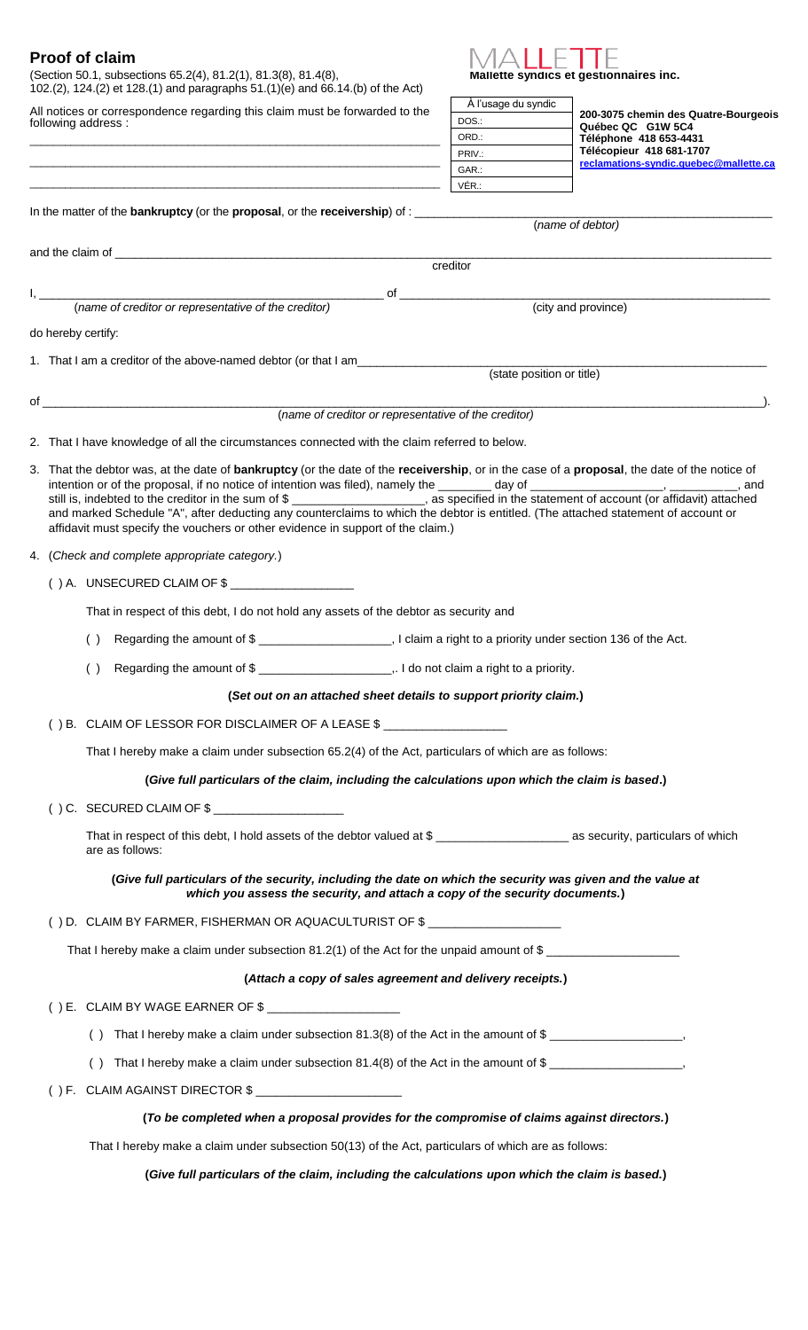# Proof of claim

(Section 50.1, subsections 65.2(4), 81.2(1), 81.3(8), 81.4(8), 102.(2), 124.(2) et 128.(1) and paragraphs 51.(1)(e) and 66.14.(b) of the Act)

MALLETTE
**Mallette syndics et gestionnaires inc.**

All notices or correspondence regarding this claim must be forwarded to the following address :

______________________________________________________________

______________________________________________________________

______________________________________________________________

| À l'usage du syndic |
|---|
| DOS.: |
| ORD.: |
| PRIV.: |
| GAR.: |
| VÉR.: |

**200-3075 chemin des Quatre-Bourgeois**
**Québec QC G1W 5C4**
**Téléphone 418 653-4431**
**Télécopieur 418 681-1707**
**reclamations-syndic.quebec@mallette.ca**

In the matter of the **bankruptcy** (or the **proposal**, or the **receivership**) of : ______________________________ (*name of debtor*)

and the claim of ______________________________ creditor

I, ______________________________ (*name of creditor or representative of the creditor*) of ______________________________ (city and province)

do hereby certify:

1. That I am a creditor of the above-named debtor (or that I am______________________________ (state position or title)

of ______________________________ (*name of creditor or representative of the creditor*)).

2. That I have knowledge of all the circumstances connected with the claim referred to below.

3. That the debtor was, at the date of **bankruptcy** (or the date of the **receivership**, or in the case of a **proposal**, the date of the notice of intention or of the proposal, if no notice of intention was filed), namely the ________ day of ____________________, __________, and still is, indebted to the creditor in the sum of $ ____________________, as specified in the statement of account (or affidavit) attached and marked Schedule "A", after deducting any counterclaims to which the debtor is entitled. (The attached statement of account or affidavit must specify the vouchers or other evidence in support of the claim.)

4. (*Check and complete appropriate category.*)

( ) A. UNSECURED CLAIM OF $ __________________

That in respect of this debt, I do not hold any assets of the debtor as security and

( ) Regarding the amount of $ ____________________, I claim a right to a priority under section 136 of the Act.

( ) Regarding the amount of $ ____________________,. I do not claim a right to a priority.

**(*Set out on an attached sheet details to support priority claim.*)**

( ) B. CLAIM OF LESSOR FOR DISCLAIMER OF A LEASE $ __________________

That I hereby make a claim under subsection 65.2(4) of the Act, particulars of which are as follows:

**(*Give full particulars of the claim, including the calculations upon which the claim is based*.)**

( ) C. SECURED CLAIM OF $ ___________________

That in respect of this debt, I hold assets of the debtor valued at $ ____________________ as security, particulars of which are as follows:

**(*Give full particulars of the security, including the date on which the security was given and the value at which you assess the security, and attach a copy of the security documents.*)**

( ) D. CLAIM BY FARMER, FISHERMAN OR AQUACULTURIST OF $ ___________________

That I hereby make a claim under subsection 81.2(1) of the Act for the unpaid amount of $ ____________________

**(*Attach a copy of sales agreement and delivery receipts.*)**

( ) E. CLAIM BY WAGE EARNER OF $ ___________________

( ) That I hereby make a claim under subsection 81.3(8) of the Act in the amount of $ ____________________,

( ) That I hereby make a claim under subsection 81.4(8) of the Act in the amount of $ ____________________,

( ) F. CLAIM AGAINST DIRECTOR $ _____________________

**(*To be completed when a proposal provides for the compromise of claims against directors.*)**

That I hereby make a claim under subsection 50(13) of the Act, particulars of which are as follows:

**(*Give full particulars of the claim, including the calculations upon which the claim is based.*)**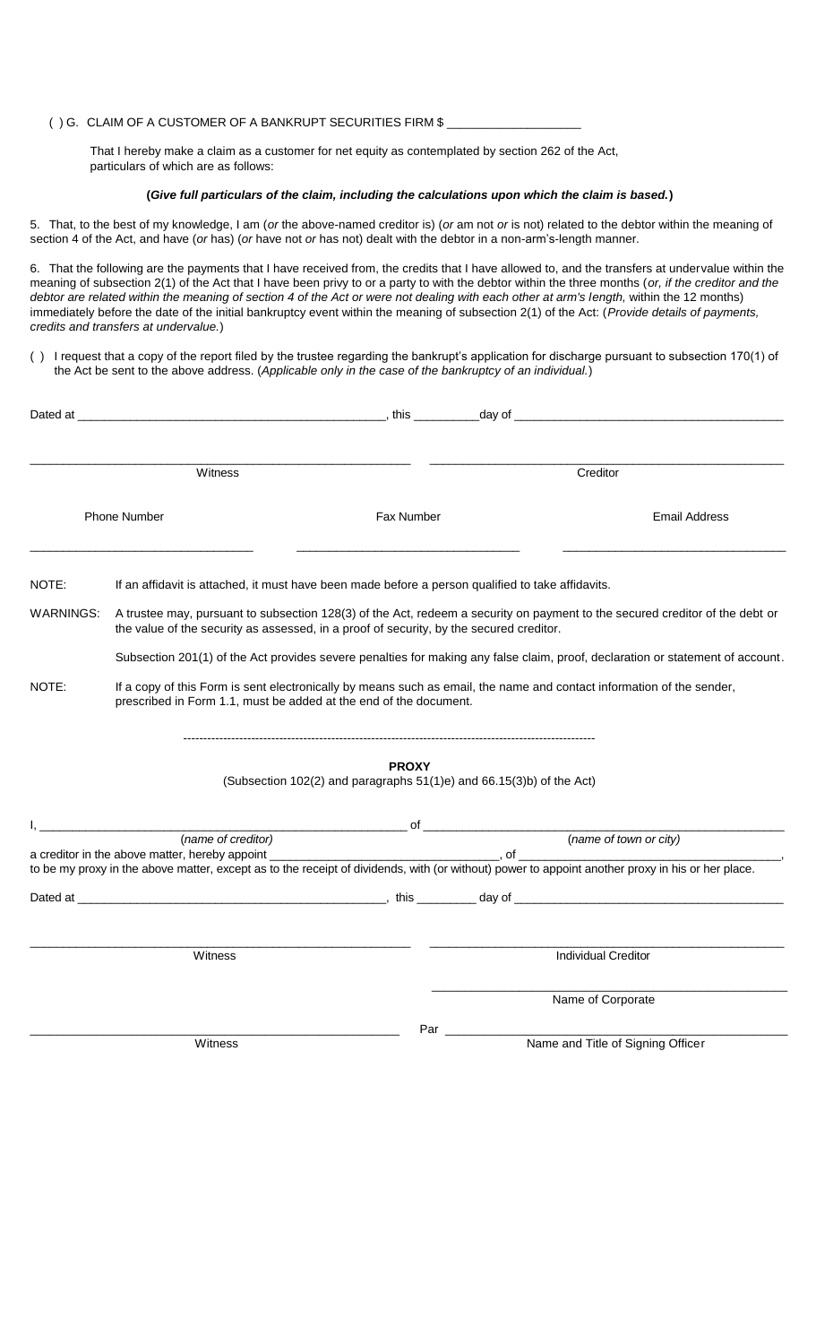( ) G. CLAIM OF A CUSTOMER OF A BANKRUPT SECURITIES FIRM $ ___________________

That I hereby make a claim as a customer for net equity as contemplated by section 262 of the Act, particulars of which are as follows:

**(*Give full particulars of the claim, including the calculations upon which the claim is based.*)**

5. That, to the best of my knowledge, I am (*or* the above-named creditor is) (*or* am not *or* is not) related to the debtor within the meaning of section 4 of the Act, and have (*or* has) (*or* have not *or* has not) dealt with the debtor in a non-arm's-length manner.

6. That the following are the payments that I have received from, the credits that I have allowed to, and the transfers at undervalue within the meaning of subsection 2(1) of the Act that I have been privy to or a party to with the debtor within the three months (*or, if the creditor and the debtor are related within the meaning of section 4 of the Act or were not dealing with each other at arm's length,* within the 12 months) immediately before the date of the initial bankruptcy event within the meaning of subsection 2(1) of the Act: (*Provide details of payments, credits and transfers at undervalue.*)

( ) I request that a copy of the report filed by the trustee regarding the bankrupt's application for discharge pursuant to subsection 170(1) of the Act be sent to the above address. (*Applicable only in the case of the bankruptcy of an individual.*)

Dated at _____________________________________________, this _________day of _______________________________________

_______________________________________ _______________________________________
Witness Creditor

Phone Number Fax Number Email Address

_______________________________ _______________________________ _______________________________

NOTE: If an affidavit is attached, it must have been made before a person qualified to take affidavits.

WARNINGS: A trustee may, pursuant to subsection 128(3) of the Act, redeem a security on payment to the secured creditor of the debt or the value of the security as assessed, in a proof of security, by the secured creditor.

Subsection 201(1) of the Act provides severe penalties for making any false claim, proof, declaration or statement of account.

NOTE: If a copy of this Form is sent electronically by means such as email, the name and contact information of the sender, prescribed in Form 1.1, must be added at the end of the document.

---

**PROXY**

(Subsection 102(2) and paragraphs 51(1)e) and 66.15(3)b) of the Act)

I, _______________________________________________________ of _______________________________________________________
(*name of creditor*) (*name of town or city*)
a creditor in the above matter, hereby appoint _________________________________, of _______________________________________,
to be my proxy in the above matter, except as to the receipt of dividends, with (or without) power to appoint another proxy in his or her place.

Dated at _____________________________________________, this _________ day of _______________________________________

_______________________________________ _______________________________________
Witness Individual Creditor

_______________________________________
Name of Corporate

_______________________________________ Par _______________________________________
Witness Name and Title of Signing Officer